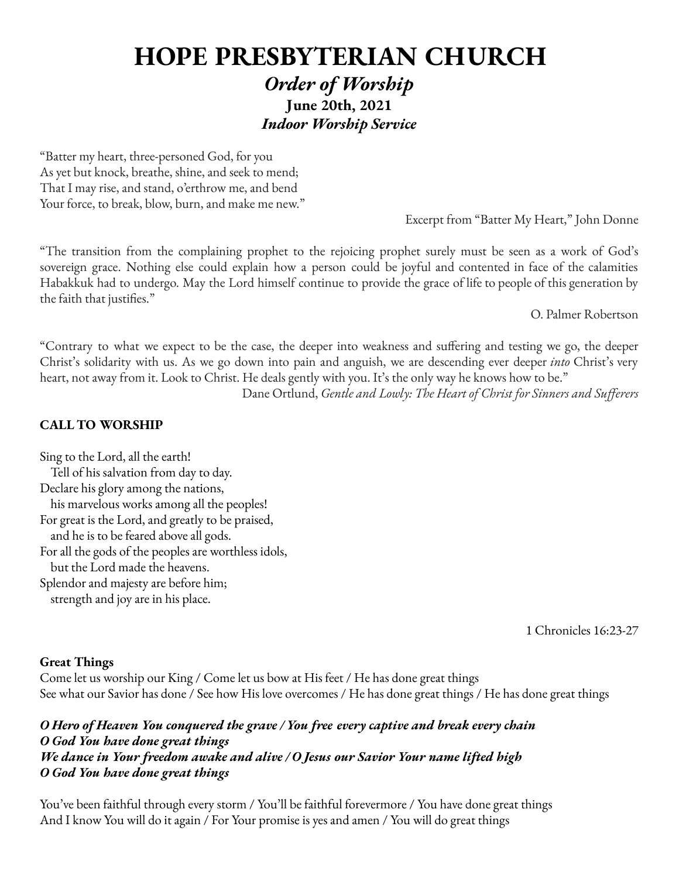# HOPE PRESBYTERIAN CHURCH

## *Order of Worship*

**June 20th, 2021**

***Indoor Worship Service***

"Batter my heart, three-personed God, for you
As yet but knock, breathe, shine, and seek to mend;
That I may rise, and stand, o'erthrow me, and bend
Your force, to break, blow, burn, and make me new."

Excerpt from "Batter My Heart," John Donne

"The transition from the complaining prophet to the rejoicing prophet surely must be seen as a work of God's sovereign grace. Nothing else could explain how a person could be joyful and contented in face of the calamities Habakkuk had to undergo. May the Lord himself continue to provide the grace of life to people of this generation by the faith that justifies."

O. Palmer Robertson

"Contrary to what we expect to be the case, the deeper into weakness and suffering and testing we go, the deeper Christ's solidarity with us. As we go down into pain and anguish, we are descending ever deeper *into* Christ's very heart, not away from it. Look to Christ. He deals gently with you. It's the only way he knows how to be."

Dane Ortlund, *Gentle and Lowly: The Heart of Christ for Sinners and Sufferers*

**CALL TO WORSHIP**

Sing to the Lord, all the earth!
Tell of his salvation from day to day.
Declare his glory among the nations,
his marvelous works among all the peoples!
For great is the Lord, and greatly to be praised,
and he is to be feared above all gods.
For all the gods of the peoples are worthless idols,
but the Lord made the heavens.
Splendor and majesty are before him;
strength and joy are in his place.

1 Chronicles 16:23-27

**Great Things**

Come let us worship our King / Come let us bow at His feet / He has done great things
See what our Savior has done / See how His love overcomes / He has done great things / He has done great things

***O Hero of Heaven You conquered the grave / You free every captive and break every chain***
***O God You have done great things***
***We dance in Your freedom awake and alive / O Jesus our Savior Your name lifted high***
***O God You have done great things***

You've been faithful through every storm / You'll be faithful forevermore / You have done great things
And I know You will do it again / For Your promise is yes and amen / You will do great things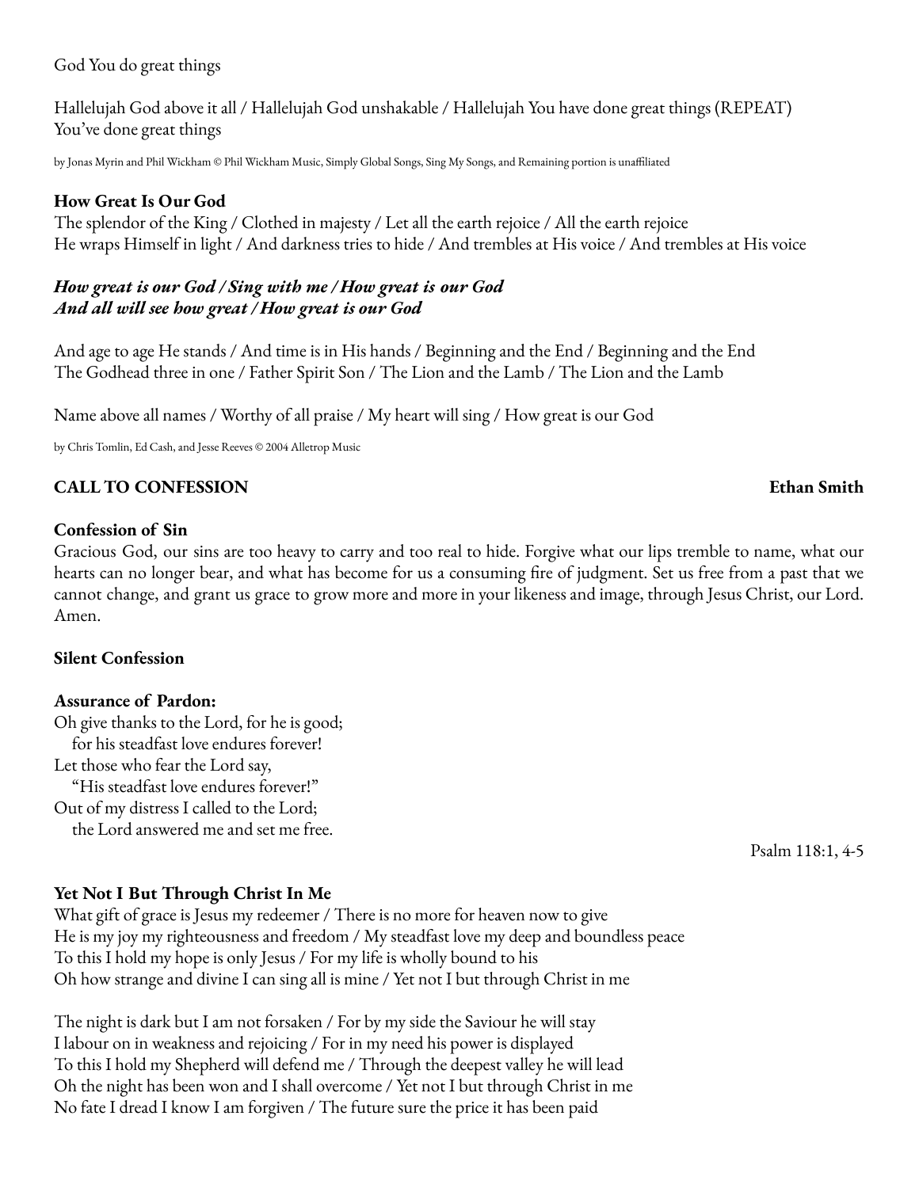God You do great things

Hallelujah God above it all / Hallelujah God unshakable / Hallelujah You have done great things (REPEAT)
You've done great things

by Jonas Myrin and Phil Wickham © Phil Wickham Music, Simply Global Songs, Sing My Songs, and Remaining portion is unaffiliated

**How Great Is Our God**
The splendor of the King / Clothed in majesty / Let all the earth rejoice / All the earth rejoice
He wraps Himself in light / And darkness tries to hide / And trembles at His voice / And trembles at His voice

***How great is our God / Sing with me / How great is our God***
***And all will see how great / How great is our God***

And age to age He stands / And time is in His hands / Beginning and the End / Beginning and the End
The Godhead three in one / Father Spirit Son / The Lion and the Lamb / The Lion and the Lamb

Name above all names / Worthy of all praise / My heart will sing / How great is our God

by Chris Tomlin, Ed Cash, and Jesse Reeves © 2004 Alletrop Music

**CALL TO CONFESSION** **Ethan Smith**

**Confession of Sin**
Gracious God, our sins are too heavy to carry and too real to hide. Forgive what our lips tremble to name, what our hearts can no longer bear, and what has become for us a consuming fire of judgment. Set us free from a past that we cannot change, and grant us grace to grow more and more in your likeness and image, through Jesus Christ, our Lord. Amen.

**Silent Confession**

**Assurance of Pardon:**
Oh give thanks to the Lord, for he is good;
for his steadfast love endures forever!
Let those who fear the Lord say,
"His steadfast love endures forever!"
Out of my distress I called to the Lord;
the Lord answered me and set me free.

Psalm 118:1, 4-5

**Yet Not I But Through Christ In Me**
What gift of grace is Jesus my redeemer / There is no more for heaven now to give
He is my joy my righteousness and freedom / My steadfast love my deep and boundless peace
To this I hold my hope is only Jesus / For my life is wholly bound to his
Oh how strange and divine I can sing all is mine / Yet not I but through Christ in me

The night is dark but I am not forsaken / For by my side the Saviour he will stay
I labour on in weakness and rejoicing / For in my need his power is displayed
To this I hold my Shepherd will defend me / Through the deepest valley he will lead
Oh the night has been won and I shall overcome / Yet not I but through Christ in me
No fate I dread I know I am forgiven / The future sure the price it has been paid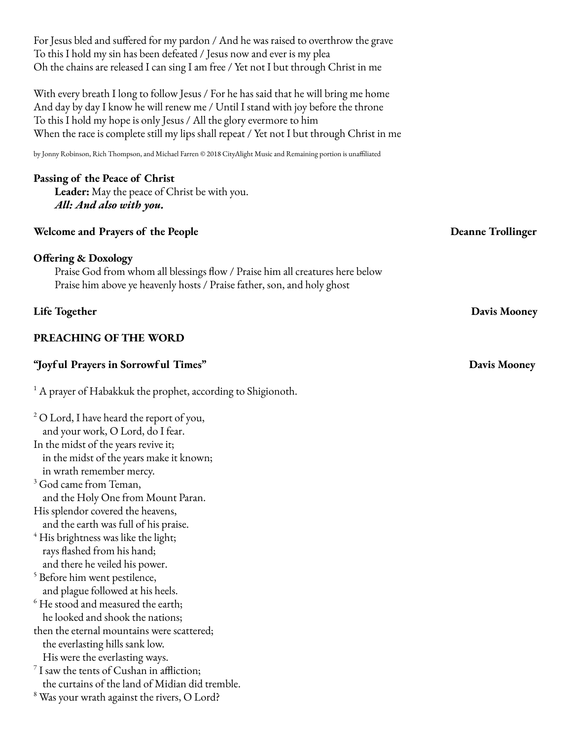For Jesus bled and suffered for my pardon / And he was raised to overthrow the grave
To this I hold my sin has been defeated / Jesus now and ever is my plea
Oh the chains are released I can sing I am free / Yet not I but through Christ in me

With every breath I long to follow Jesus / For he has said that he will bring me home
And day by day I know he will renew me / Until I stand with joy before the throne
To this I hold my hope is only Jesus / All the glory evermore to him
When the race is complete still my lips shall repeat / Yet not I but through Christ in me

by Jonny Robinson, Rich Thompson, and Michael Farren © 2018 CityAlight Music and Remaining portion is unaffiliated

**Passing of the Peace of Christ**

**Leader:** May the peace of Christ be with you.
***All: And also with you.***

**Welcome and Prayers of the People** — **Deanne Trollinger**

**Offering & Doxology**

Praise God from whom all blessings flow / Praise him all creatures here below
Praise him above ye heavenly hosts / Praise father, son, and holy ghost

**Life Together** — **Davis Mooney**

## PREACHING OF THE WORD

**"Joyful Prayers in Sorrowful Times"** — **Davis Mooney**

[1] A prayer of Habakkuk the prophet, according to Shigionoth.

[2] O Lord, I have heard the report of you,
  and your work, O Lord, do I fear.
In the midst of the years revive it;
  in the midst of the years make it known;
  in wrath remember mercy.
[3] God came from Teman,
  and the Holy One from Mount Paran.
His splendor covered the heavens,
  and the earth was full of his praise.
[4] His brightness was like the light;
  rays flashed from his hand;
  and there he veiled his power.
[5] Before him went pestilence,
  and plague followed at his heels.
[6] He stood and measured the earth;
  he looked and shook the nations;
then the eternal mountains were scattered;
  the everlasting hills sank low.
  His were the everlasting ways.
[7] I saw the tents of Cushan in affliction;
  the curtains of the land of Midian did tremble.
[8] Was your wrath against the rivers, O Lord?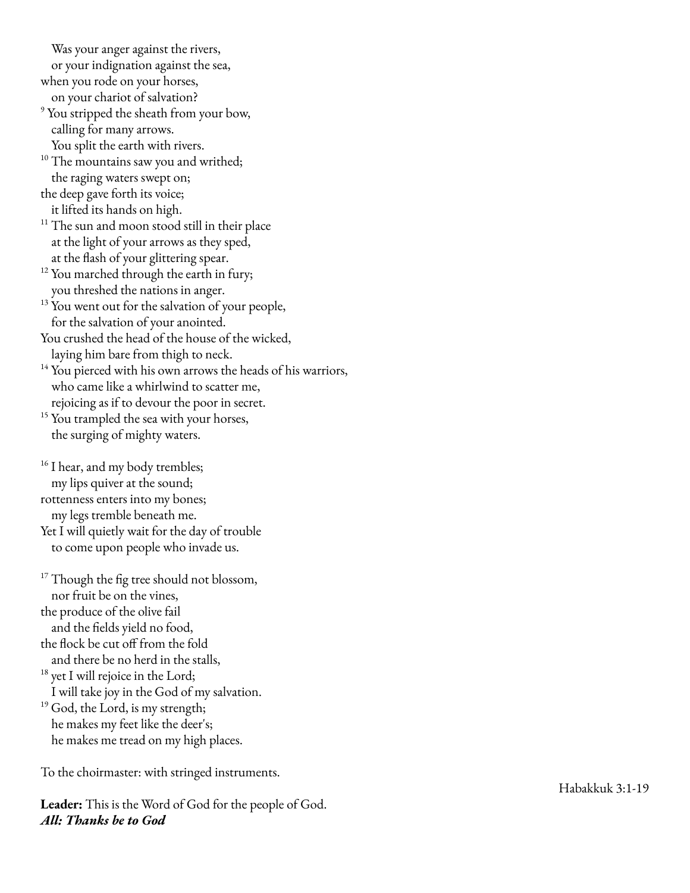Was your anger against the rivers,
or your indignation against the sea,
when you rode on your horses,
on your chariot of salvation?
[9] You stripped the sheath from your bow,
calling for many arrows.
You split the earth with rivers.
[10] The mountains saw you and writhed;
the raging waters swept on;
the deep gave forth its voice;
it lifted its hands on high.
[11] The sun and moon stood still in their place
at the light of your arrows as they sped,
at the flash of your glittering spear.
[12] You marched through the earth in fury;
you threshed the nations in anger.
[13] You went out for the salvation of your people,
for the salvation of your anointed.
You crushed the head of the house of the wicked,
laying him bare from thigh to neck.
[14] You pierced with his own arrows the heads of his warriors,
who came like a whirlwind to scatter me,
rejoicing as if to devour the poor in secret.
[15] You trampled the sea with your horses,
the surging of mighty waters.

[16] I hear, and my body trembles;
my lips quiver at the sound;
rottenness enters into my bones;
my legs tremble beneath me.
Yet I will quietly wait for the day of trouble
to come upon people who invade us.

[17] Though the fig tree should not blossom,
nor fruit be on the vines,
the produce of the olive fail
and the fields yield no food,
the flock be cut off from the fold
and there be no herd in the stalls,
[18] yet I will rejoice in the Lord;
I will take joy in the God of my salvation.
[19] God, the Lord, is my strength;
he makes my feet like the deer's;
he makes me tread on my high places.

To the choirmaster: with stringed instruments.

Habakkuk 3:1-19

**Leader:** This is the Word of God for the people of God.
***All: Thanks be to God***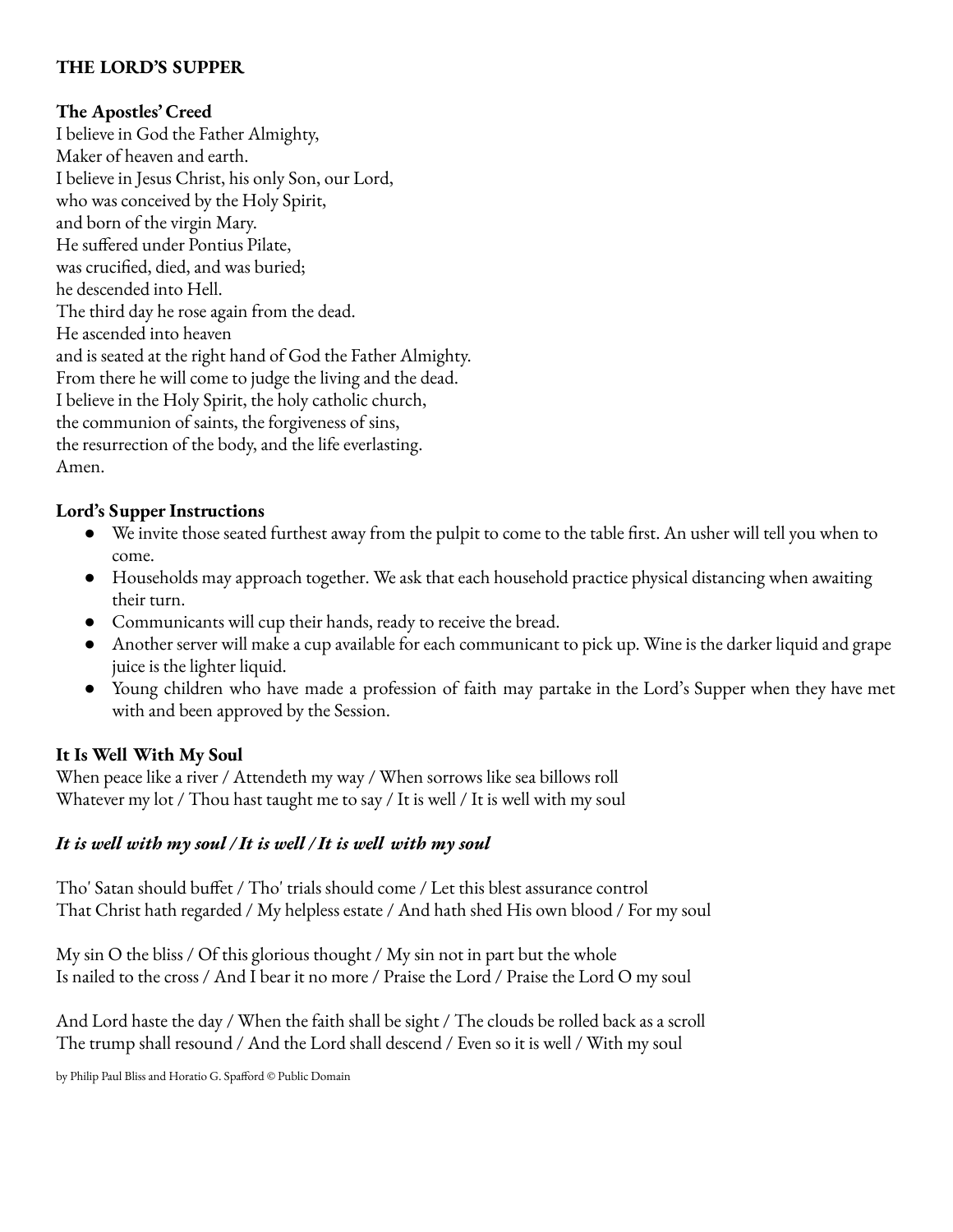## THE LORD'S SUPPER

### The Apostles' Creed

I believe in God the Father Almighty,
Maker of heaven and earth.
I believe in Jesus Christ, his only Son, our Lord,
who was conceived by the Holy Spirit,
and born of the virgin Mary.
He suffered under Pontius Pilate,
was crucified, died, and was buried;
he descended into Hell.
The third day he rose again from the dead.
He ascended into heaven
and is seated at the right hand of God the Father Almighty.
From there he will come to judge the living and the dead.
I believe in the Holy Spirit, the holy catholic church,
the communion of saints, the forgiveness of sins,
the resurrection of the body, and the life everlasting.
Amen.

### Lord's Supper Instructions

- We invite those seated furthest away from the pulpit to come to the table first. An usher will tell you when to come.
- Households may approach together. We ask that each household practice physical distancing when awaiting their turn.
- Communicants will cup their hands, ready to receive the bread.
- Another server will make a cup available for each communicant to pick up. Wine is the darker liquid and grape juice is the lighter liquid.
- Young children who have made a profession of faith may partake in the Lord's Supper when they have met with and been approved by the Session.

### It Is Well With My Soul

When peace like a river / Attendeth my way / When sorrows like sea billows roll
Whatever my lot / Thou hast taught me to say / It is well / It is well with my soul

***It is well with my soul / It is well / It is well with my soul***

Tho' Satan should buffet / Tho' trials should come / Let this blest assurance control
That Christ hath regarded / My helpless estate / And hath shed His own blood / For my soul

My sin O the bliss / Of this glorious thought / My sin not in part but the whole
Is nailed to the cross / And I bear it no more / Praise the Lord / Praise the Lord O my soul

And Lord haste the day / When the faith shall be sight / The clouds be rolled back as a scroll
The trump shall resound / And the Lord shall descend / Even so it is well / With my soul

by Philip Paul Bliss and Horatio G. Spafford © Public Domain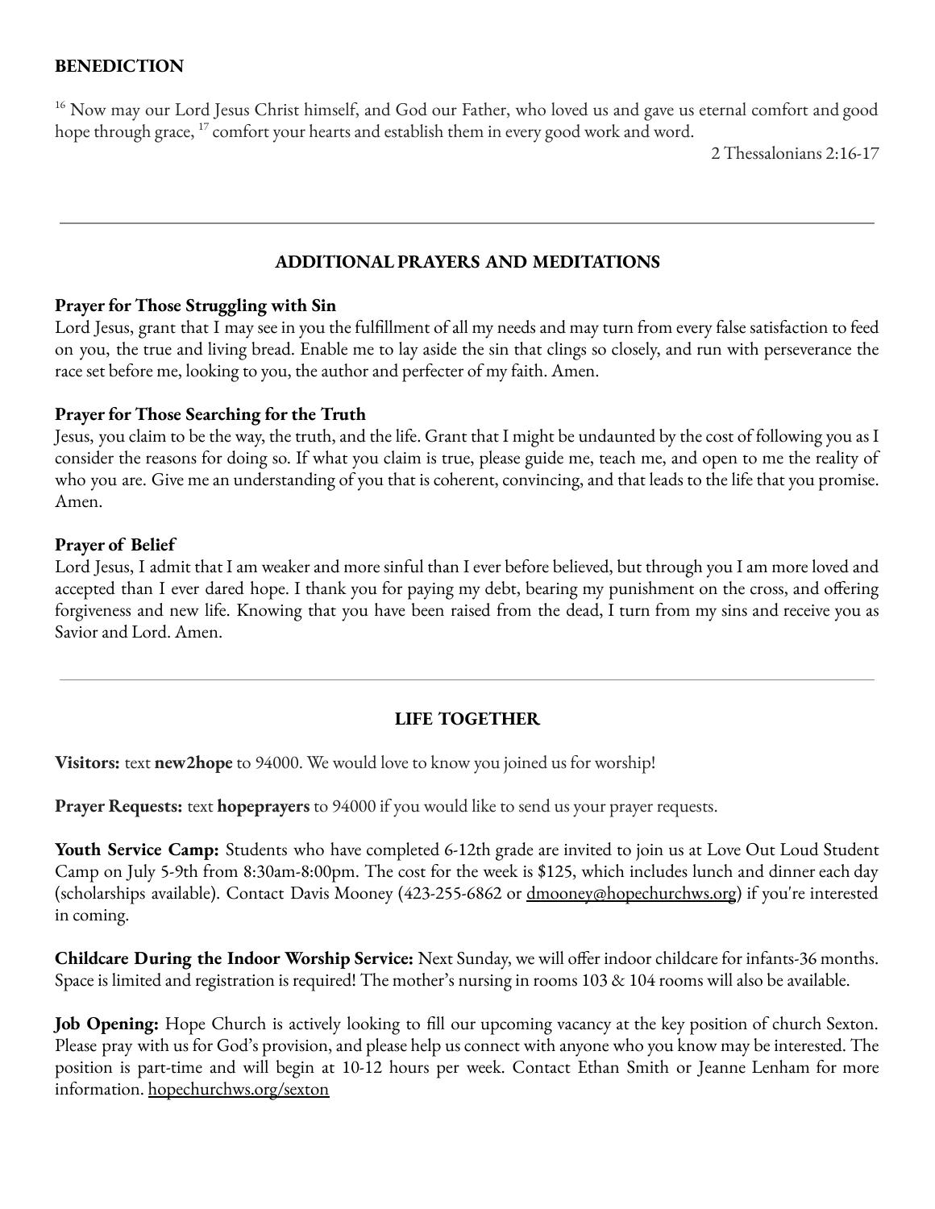## BENEDICTION

[16] Now may our Lord Jesus Christ himself, and God our Father, who loved us and gave us eternal comfort and good hope through grace, [17] comfort your hearts and establish them in every good work and word.

2 Thessalonians 2:16-17

---

## ADDITIONAL PRAYERS AND MEDITATIONS

**Prayer for Those Struggling with Sin**
Lord Jesus, grant that I may see in you the fulfillment of all my needs and may turn from every false satisfaction to feed on you, the true and living bread. Enable me to lay aside the sin that clings so closely, and run with perseverance the race set before me, looking to you, the author and perfecter of my faith. Amen.

**Prayer for Those Searching for the Truth**
Jesus, you claim to be the way, the truth, and the life. Grant that I might be undaunted by the cost of following you as I consider the reasons for doing so. If what you claim is true, please guide me, teach me, and open to me the reality of who you are. Give me an understanding of you that is coherent, convincing, and that leads to the life that you promise. Amen.

**Prayer of Belief**
Lord Jesus, I admit that I am weaker and more sinful than I ever before believed, but through you I am more loved and accepted than I ever dared hope. I thank you for paying my debt, bearing my punishment on the cross, and offering forgiveness and new life. Knowing that you have been raised from the dead, I turn from my sins and receive you as Savior and Lord. Amen.

---

## LIFE TOGETHER

**Visitors:** text **new2hope** to 94000. We would love to know you joined us for worship!

**Prayer Requests:** text **hopeprayers** to 94000 if you would like to send us your prayer requests.

**Youth Service Camp:** Students who have completed 6-12th grade are invited to join us at Love Out Loud Student Camp on July 5-9th from 8:30am-8:00pm. The cost for the week is $125, which includes lunch and dinner each day (scholarships available). Contact Davis Mooney (423-255-6862 or dmooney@hopechurchws.org) if you're interested in coming.

**Childcare During the Indoor Worship Service:** Next Sunday, we will offer indoor childcare for infants-36 months. Space is limited and registration is required! The mother's nursing in rooms 103 & 104 rooms will also be available.

**Job Opening:** Hope Church is actively looking to fill our upcoming vacancy at the key position of church Sexton. Please pray with us for God's provision, and please help us connect with anyone who you know may be interested. The position is part-time and will begin at 10-12 hours per week. Contact Ethan Smith or Jeanne Lenham for more information. hopechurchws.org/sexton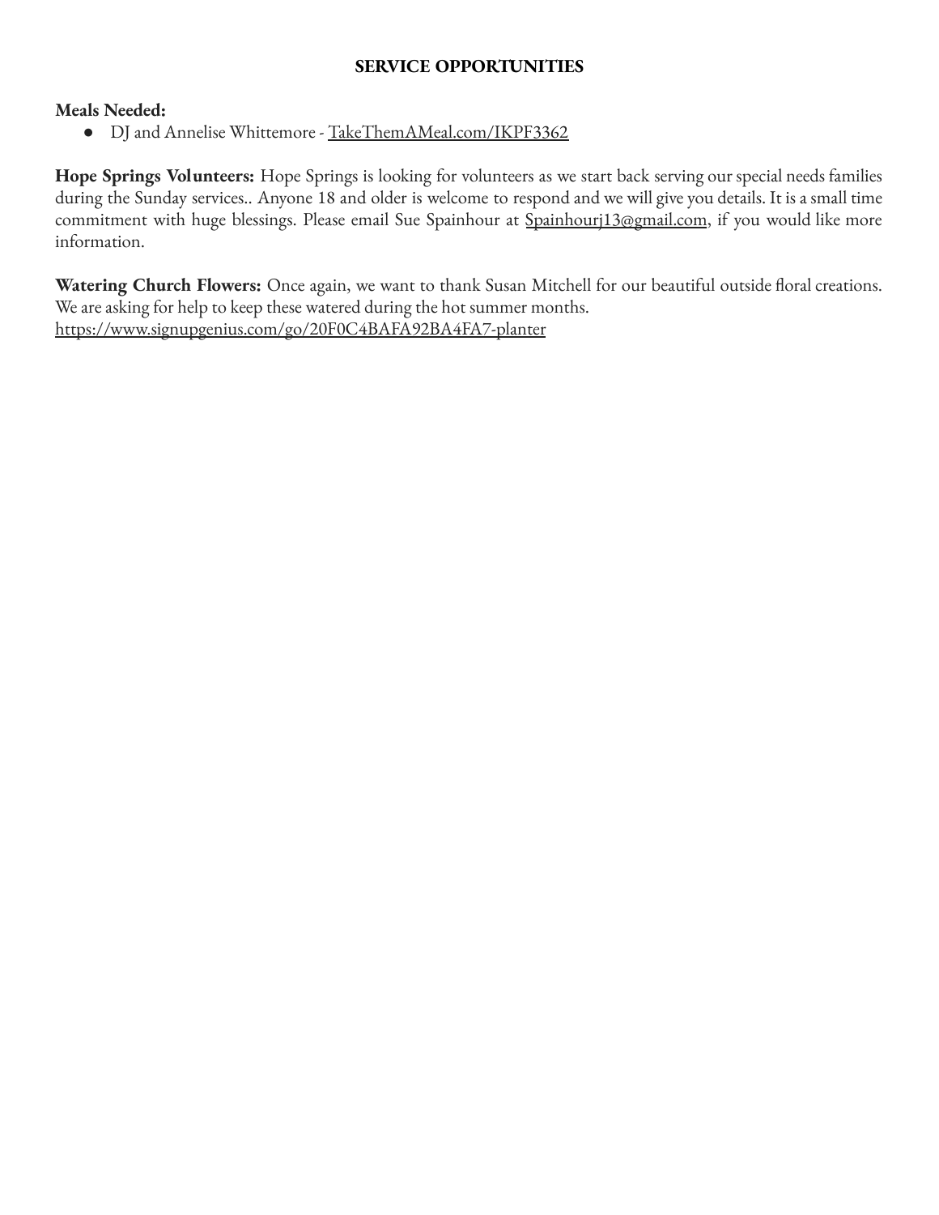## SERVICE OPPORTUNITIES

**Meals Needed:**

- DJ and Annelise Whittemore - TakeThemAMeal.com/IKPF3362

**Hope Springs Volunteers:** Hope Springs is looking for volunteers as we start back serving our special needs families during the Sunday services.. Anyone 18 and older is welcome to respond and we will give you details. It is a small time commitment with huge blessings. Please email Sue Spainhour at Spainhourj13@gmail.com, if you would like more information.

**Watering Church Flowers:** Once again, we want to thank Susan Mitchell for our beautiful outside floral creations. We are asking for help to keep these watered during the hot summer months.
https://www.signupgenius.com/go/20F0C4BAFA92BA4FA7-planter